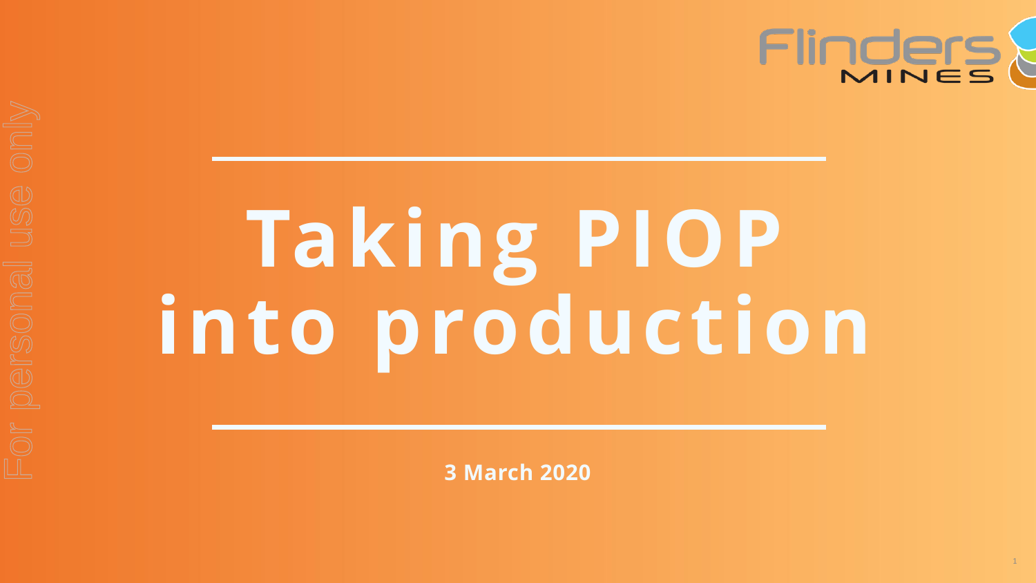# Taking PIOP into production

**3 March 2020**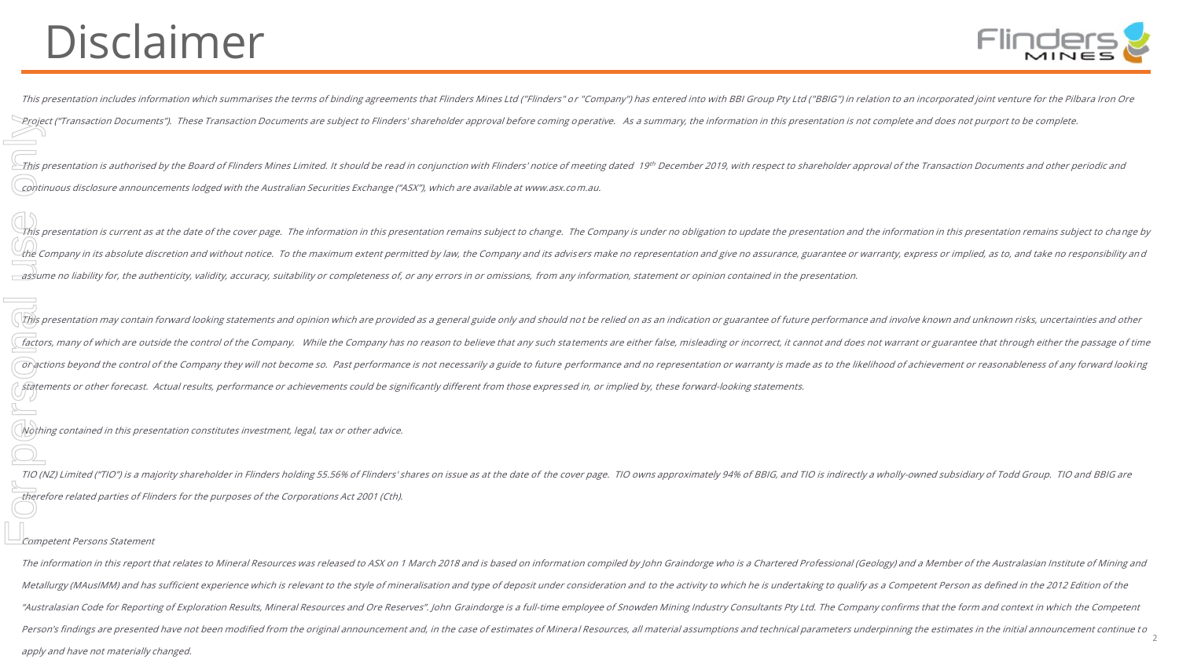# Disclaimer

*This presentation includes information which summarises the terms of binding agreements that Flinders Mines Ltd ("Flinders" or "Company") has entered into with BBI Group Pty Ltd ("BBIG") in relation to an incorporated joint venture for the Pilbara Iron Ore Project ("Transaction Documents"). These Transaction Documents are subject to Flinders' shareholder approval before coming operative. As a summary, the information in this presentation is not complete and does not purport to be complete.*

*This presentation is authorised by the Board of Flinders Mines Limited. It should be read in conjunction with Flinders' notice of meeting dated 19th December 2019, with respect to shareholder approval of the Transaction Documents and other periodic and continuous disclosure announcements lodged with the Australian Securities Exchange ("ASX"), which are available at www.asx.com.au.*

*This presentation is current as at the date of the cover page. The information in this presentation remains subject to change. The Company is under no obligation to update the presentation and the information in this presentation remains subject to change by the Company in its absolute discretion and without notice. To the maximum extent permitted by law, the Company and its advisers make no representation and give no assurance, guarantee or warranty, express or implied, as to, and take no responsibility and assume no liability for, the authenticity, validity, accuracy, suitability or completeness of, or any errors in or omissions, from any information, statement or opinion contained in the presentation.*

*This presentation may contain forward looking statements and opinion which are provided as a general guide only and should not be relied on as an indication or guarantee of future performance and involve known and unknown risks, uncertainties and other factors, many of which are outside the control of the Company. While the Company has no reason to believe that any such statements are either false, misleading or incorrect, it cannot and does not warrant or guarantee that through either the passage of time or actions beyond the control of the Company they will not become so. Past performance is not necessarily a guide to future performance and no representation or warranty is made as to the likelihood of achievement or reasonableness of any forward looking statements or other forecast. Actual results, performance or achievements could be significantly different from those expressed in, or implied by, these forward-looking statements.*

*Nothing contained in this presentation constitutes investment, legal, tax or other advice.*

*TIO (NZ) Limited ("TIO") is a majority shareholder in Flinders holding 55.56% of Flinders' shares on issue as at the date of the cover page. TIO owns approximately 94% of BBIG, and TIO is indirectly a wholly-owned subsidiary of Todd Group. TIO and BBIG are therefore related parties of Flinders for the purposes of the Corporations Act 2001 (Cth).*

*Competent Persons Statement*

*The information in this report that relates to Mineral Resources was released to ASX on 1 March 2018 and is based on information compiled by John Graindorge who is a Chartered Professional (Geology) and a Member of the Australasian Institute of Mining and Metallurgy (MAusIMM) and has sufficient experience which is relevant to the style of mineralisation and type of deposit under consideration and to the activity to which he is undertaking to qualify as a Competent Person as defined in the 2012 Edition of the "Australasian Code for Reporting of Exploration Results, Mineral Resources and Ore Reserves". John Graindorge is a full-time employee of Snowden Mining Industry Consultants Pty Ltd. The Company confirms that the form and context in which the Competent Person's findings are presented have not been modified from the original announcement and, in the case of estimates of Mineral Resources, all material assumptions and technical parameters underpinning the estimates in the initial announcement continue to apply and have not materially changed.*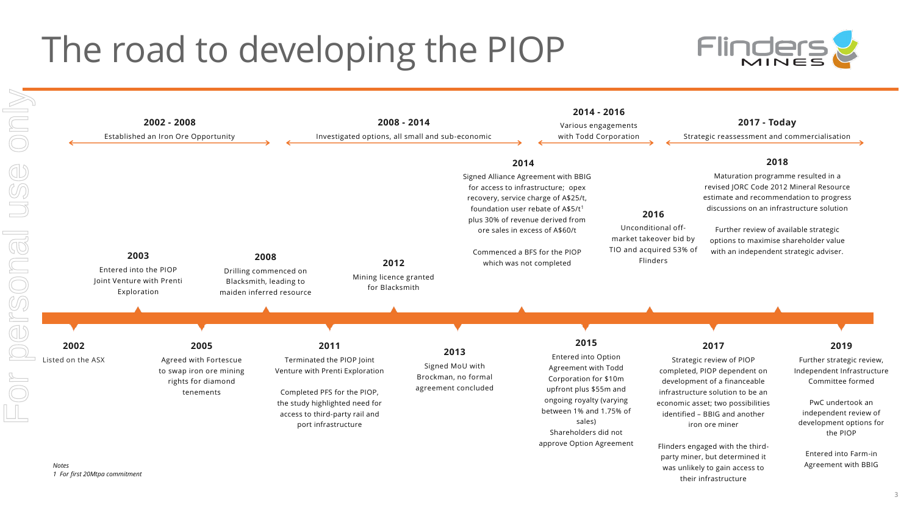# The road to developing the PIOP

## 2002 - 2008

Established an Iron Ore Opportunity

## 2008 - 2014

Investigated options, all small and sub-economic

## 2014 - 2016

Various engagements with Todd Corporation

## 2017 - Today

Strategic reassessment and commercialisation

---

**2002**
Listed on the ASX

**2003**
Entered into the PIOP Joint Venture with Prenti Exploration

**2005**
Agreed with Fortescue to swap iron ore mining rights for diamond tenements

**2008**
Drilling commenced on Blacksmith, leading to maiden inferred resource

**2011**
Terminated the PIOP Joint Venture with Prenti Exploration

Completed PFS for the PIOP, the study highlighted need for access to third-party rail and port infrastructure

**2012**
Mining licence granted for Blacksmith

**2013**
Signed MoU with Brockman, no formal agreement concluded

**2014**
Signed Alliance Agreement with BBIG for access to infrastructure; opex recovery, service charge of A$25/t, foundation user rebate of A$5/t[1] plus 30% of revenue derived from ore sales in excess of A$60/t

Commenced a BFS for the PIOP which was not completed

**2015**
Entered into Option Agreement with Todd Corporation for $10m upfront plus $55m and ongoing royalty (varying between 1% and 1.75% of sales)
Shareholders did not approve Option Agreement

**2016**
Unconditional off-market takeover bid by TIO and acquired 53% of Flinders

**2017**
Strategic review of PIOP completed, PIOP dependent on development of a financeable infrastructure solution to be an economic asset; two possibilities identified – BBIG and another iron ore miner

Flinders engaged with the third-party miner, but determined it was unlikely to gain access to their infrastructure

**2018**
Maturation programme resulted in a revised JORC Code 2012 Mineral Resource estimate and recommendation to progress discussions on an infrastructure solution

Further review of available strategic options to maximise shareholder value with an independent strategic adviser.

**2019**
Further strategic review, Independent Infrastructure Committee formed

PwC undertook an independent review of development options for the PIOP

Entered into Farm-in Agreement with BBIG

*Notes*
*1 For first 20Mtpa commitment*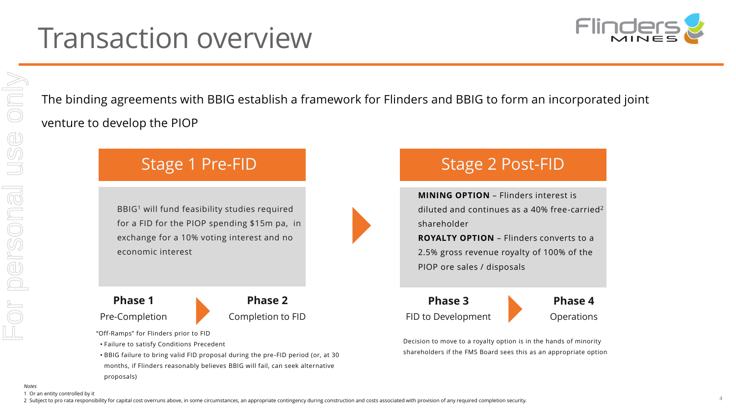# Transaction overview

The binding agreements with BBIG establish a framework for Flinders and BBIG to form an incorporated joint venture to develop the PIOP

## Stage 1 Pre-FID

BBIG[1] will fund feasibility studies required for a FID for the PIOP spending $15m pa, in exchange for a 10% voting interest and no economic interest

**Phase 1**
Pre-Completion

**Phase 2**
Completion to FID

"Off-Ramps" for Flinders prior to FID

- Failure to satisfy Conditions Precedent
- BBIG failure to bring valid FID proposal during the pre-FID period (or, at 30 months, if Flinders reasonably believes BBIG will fail, can seek alternative proposals)

## Stage 2 Post-FID

**MINING OPTION** – Flinders interest is diluted and continues as a 40% free-carried[2] shareholder

**ROYALTY OPTION** – Flinders converts to a 2.5% gross revenue royalty of 100% of the PIOP ore sales / disposals

**Phase 3**
FID to Development

**Phase 4**
Operations

Decision to move to a royalty option is in the hands of minority shareholders if the FMS Board sees this as an appropriate option

*Notes*

1 Or an entity controlled by it

2 Subject to pro rata responsibility for capital cost overruns above, in some circumstances, an appropriate contingency during construction and costs associated with provision of any required completion security.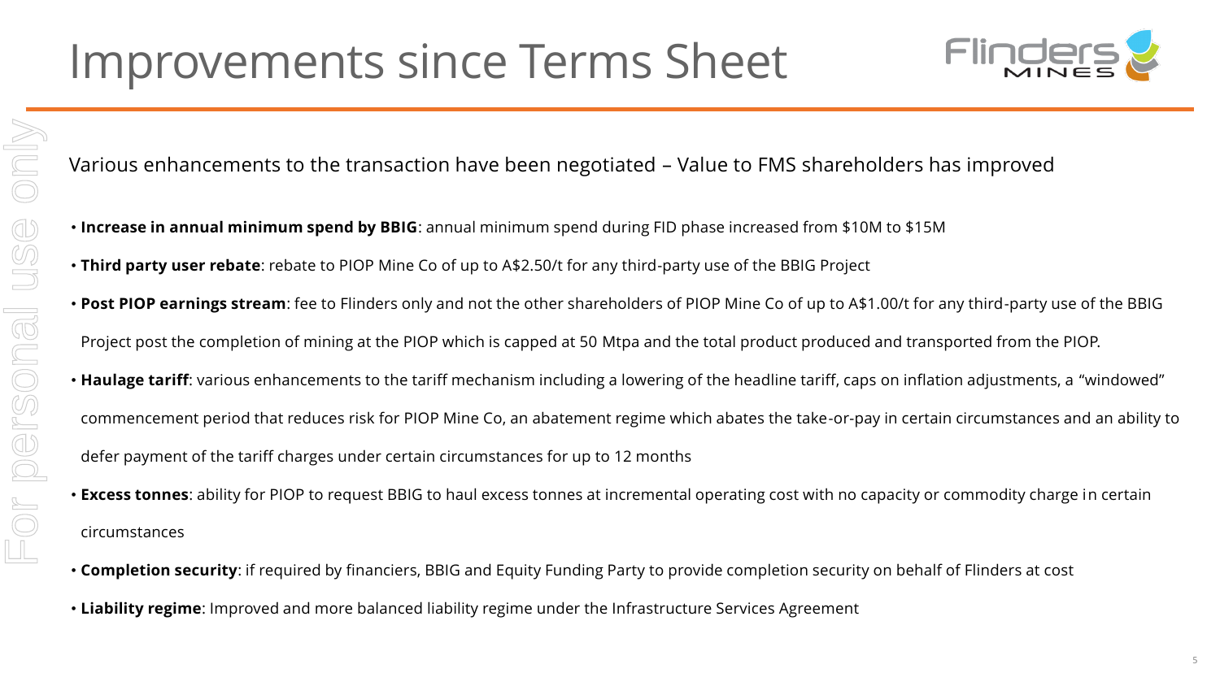# Improvements since Terms Sheet

Various enhancements to the transaction have been negotiated – Value to FMS shareholders has improved

- **Increase in annual minimum spend by BBIG**: annual minimum spend during FID phase increased from $10M to $15M
- **Third party user rebate**: rebate to PIOP Mine Co of up to A$2.50/t for any third-party use of the BBIG Project
- **Post PIOP earnings stream**: fee to Flinders only and not the other shareholders of PIOP Mine Co of up to A$1.00/t for any third-party use of the BBIG Project post the completion of mining at the PIOP which is capped at 50 Mtpa and the total product produced and transported from the PIOP.
- **Haulage tariff**: various enhancements to the tariff mechanism including a lowering of the headline tariff, caps on inflation adjustments, a "windowed" commencement period that reduces risk for PIOP Mine Co, an abatement regime which abates the take-or-pay in certain circumstances and an ability to defer payment of the tariff charges under certain circumstances for up to 12 months
- **Excess tonnes**: ability for PIOP to request BBIG to haul excess tonnes at incremental operating cost with no capacity or commodity charge in certain circumstances
- **Completion security**: if required by financiers, BBIG and Equity Funding Party to provide completion security on behalf of Flinders at cost
- **Liability regime**: Improved and more balanced liability regime under the Infrastructure Services Agreement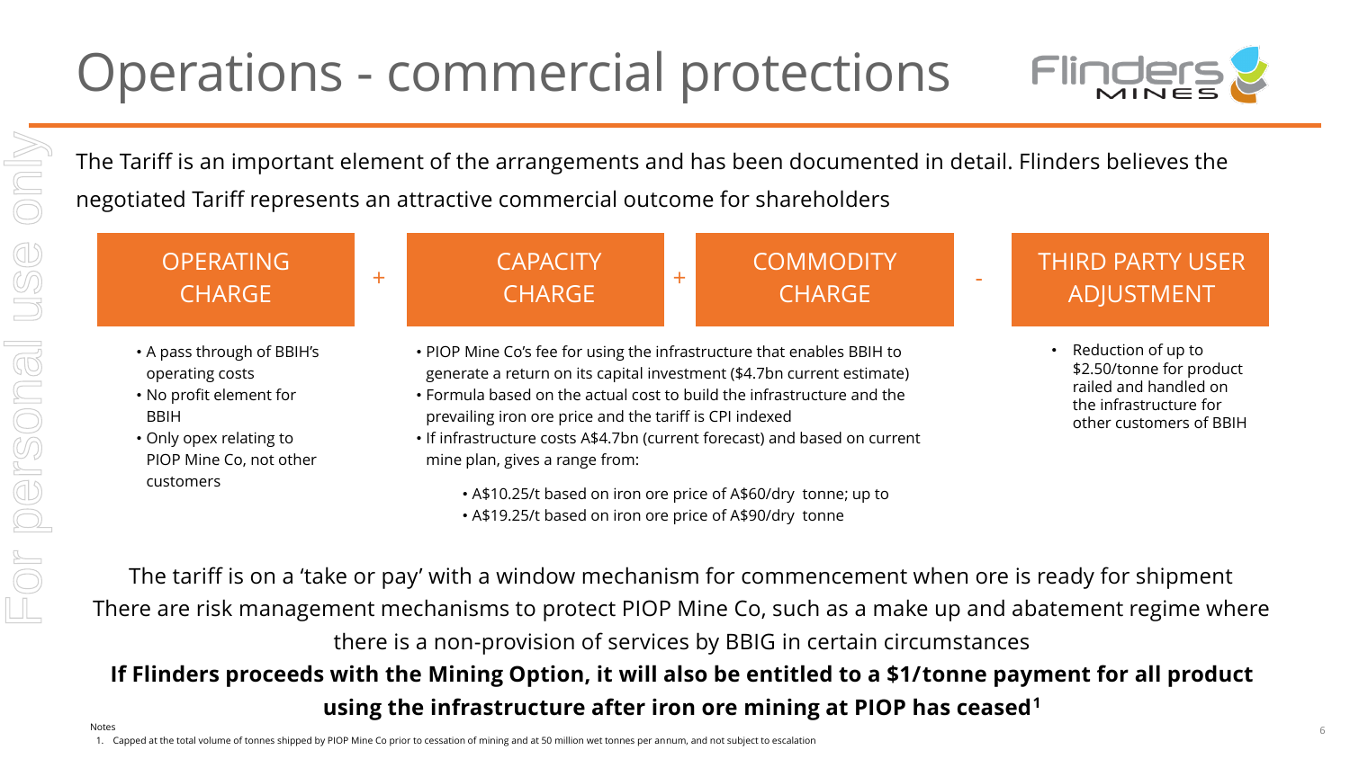# Operations - commercial protections

The Tariff is an important element of the arrangements and has been documented in detail. Flinders believes the negotiated Tariff represents an attractive commercial outcome for shareholders

**OPERATING CHARGE** + **CAPACITY CHARGE** + **COMMODITY CHARGE** - **THIRD PARTY USER ADJUSTMENT**

**OPERATING CHARGE**

- A pass through of BBIH's operating costs
- No profit element for BBIH
- Only opex relating to PIOP Mine Co, not other customers

**CAPACITY CHARGE + COMMODITY CHARGE**

- PIOP Mine Co's fee for using the infrastructure that enables BBIH to generate a return on its capital investment ($4.7bn current estimate)
- Formula based on the actual cost to build the infrastructure and the prevailing iron ore price and the tariff is CPI indexed
- If infrastructure costs A$4.7bn (current forecast) and based on current mine plan, gives a range from:
  - A$10.25/t based on iron ore price of A$60/dry tonne; up to
  - A$19.25/t based on iron ore price of A$90/dry tonne

**THIRD PARTY USER ADJUSTMENT**

- Reduction of up to $2.50/tonne for product railed and handled on the infrastructure for other customers of BBIH

The tariff is on a 'take or pay' with a window mechanism for commencement when ore is ready for shipment

There are risk management mechanisms to protect PIOP Mine Co, such as a make up and abatement regime where there is a non-provision of services by BBIG in certain circumstances

**If Flinders proceeds with the Mining Option, it will also be entitled to a $1/tonne payment for all product using the infrastructure after iron ore mining at PIOP has ceased[1]**

Notes

1. Capped at the total volume of tonnes shipped by PIOP Mine Co prior to cessation of mining and at 50 million wet tonnes per annum, and not subject to escalation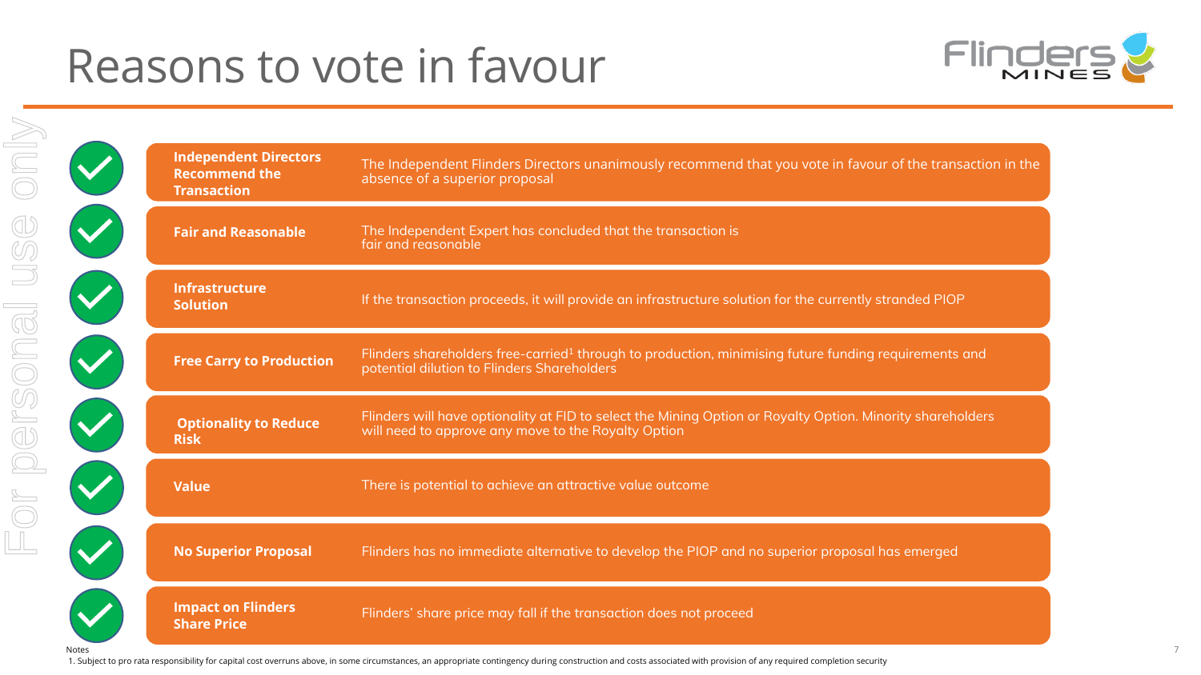# Reasons to vote in favour

| | |
|---|---|
| **Independent Directors Recommend the Transaction** | The Independent Flinders Directors unanimously recommend that you vote in favour of the transaction in the absence of a superior proposal |
| **Fair and Reasonable** | The Independent Expert has concluded that the transaction is fair and reasonable |
| **Infrastructure Solution** | If the transaction proceeds, it will provide an infrastructure solution for the currently stranded PIOP |
| **Free Carry to Production** | Flinders shareholders free-carried[1] through to production, minimising future funding requirements and potential dilution to Flinders Shareholders |
| **Optionality to Reduce Risk** | Flinders will have optionality at FID to select the Mining Option or Royalty Option. Minority shareholders will need to approve any move to the Royalty Option |
| **Value** | There is potential to achieve an attractive value outcome |
| **No Superior Proposal** | Flinders has no immediate alternative to develop the PIOP and no superior proposal has emerged |
| **Impact on Flinders Share Price** | Flinders' share price may fall if the transaction does not proceed |

Notes

1. Subject to pro rata responsibility for capital cost overruns above, in some circumstances, an appropriate contingency during construction and costs associated with provision of any required completion security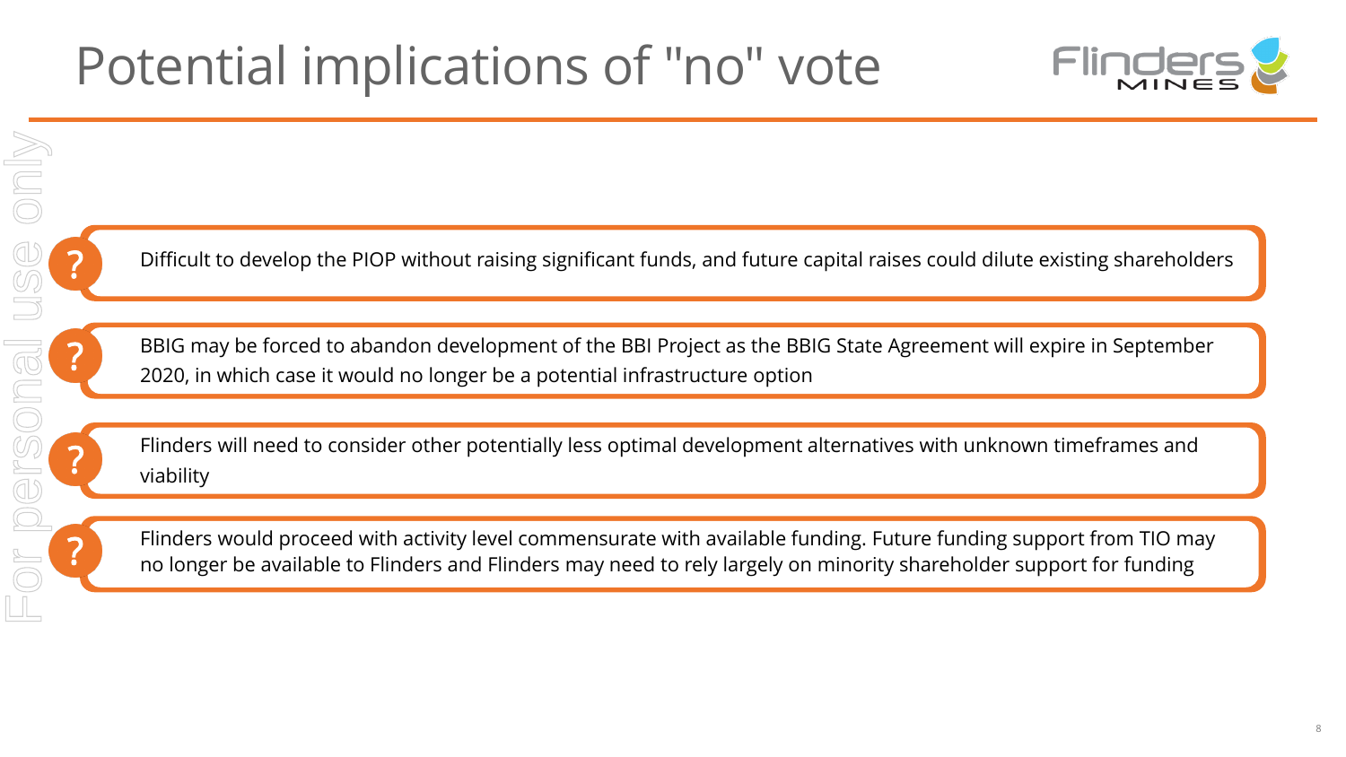# Potential implications of "no" vote

- Difficult to develop the PIOP without raising significant funds, and future capital raises could dilute existing shareholders
- BBIG may be forced to abandon development of the BBI Project as the BBIG State Agreement will expire in September 2020, in which case it would no longer be a potential infrastructure option
- Flinders will need to consider other potentially less optimal development alternatives with unknown timeframes and viability
- Flinders would proceed with activity level commensurate with available funding. Future funding support from TIO may no longer be available to Flinders and Flinders may need to rely largely on minority shareholder support for funding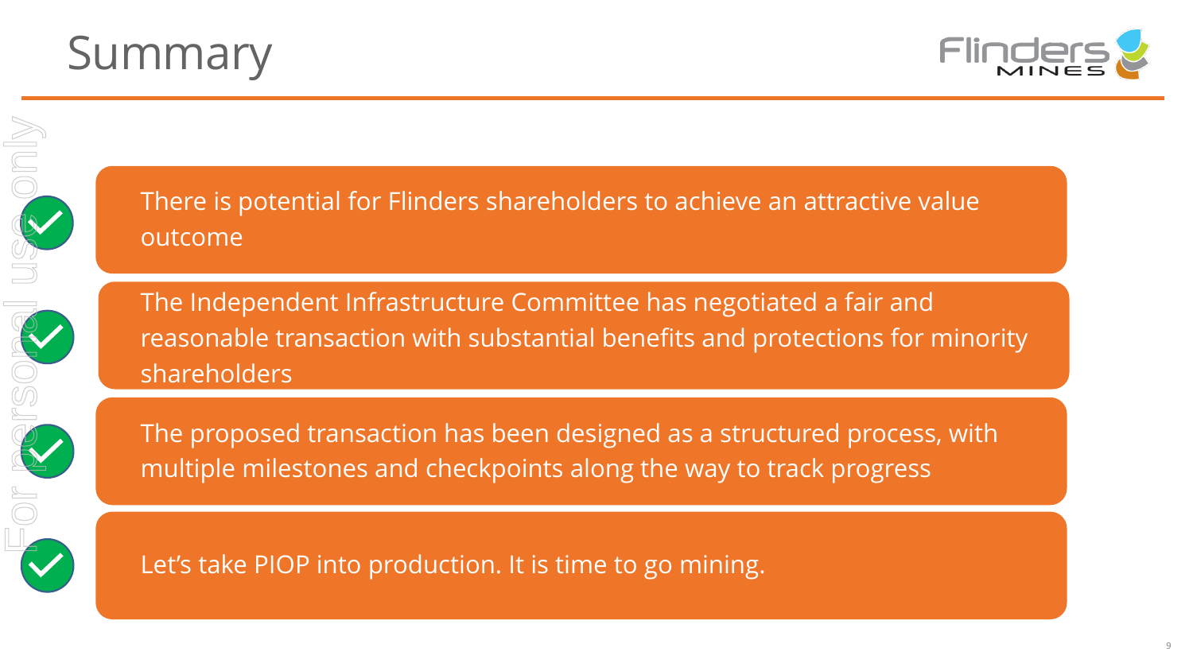# Summary

- There is potential for Flinders shareholders to achieve an attractive value outcome
- The Independent Infrastructure Committee has negotiated a fair and reasonable transaction with substantial benefits and protections for minority shareholders
- The proposed transaction has been designed as a structured process, with multiple milestones and checkpoints along the way to track progress
- Let's take PIOP into production. It is time to go mining.